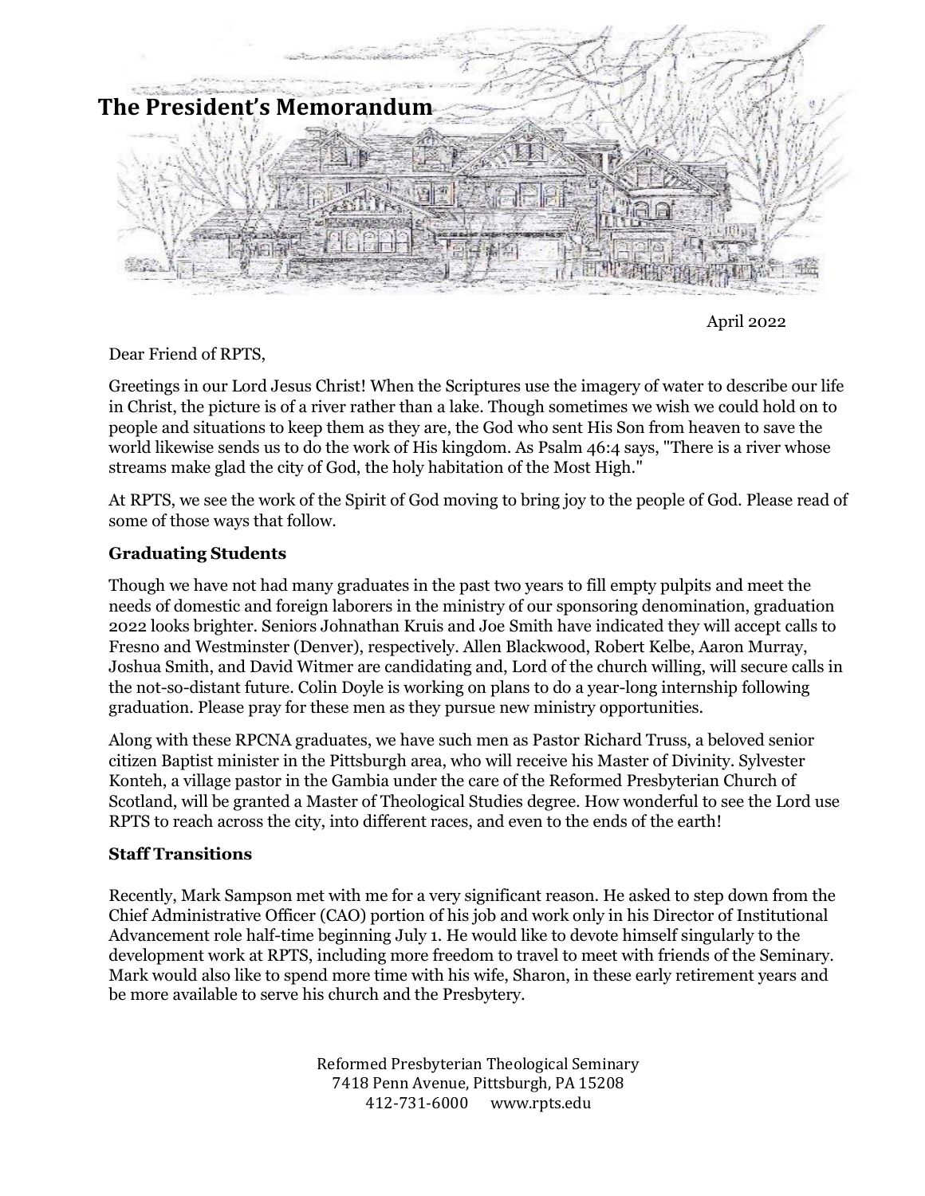# The President's Memorandum

April 2022

Dear Friend of RPTS,

Greetings in our Lord Jesus Christ! When the Scriptures use the imagery of water to describe our life in Christ, the picture is of a river rather than a lake. Though sometimes we wish we could hold on to people and situations to keep them as they are, the God who sent His Son from heaven to save the world likewise sends us to do the work of His kingdom. As Psalm 46:4 says, "There is a river whose streams make glad the city of God, the holy habitation of the Most High."

At RPTS, we see the work of the Spirit of God moving to bring joy to the people of God. Please read of some of those ways that follow.

### Graduating Students

Though we have not had many graduates in the past two years to fill empty pulpits and meet the needs of domestic and foreign laborers in the ministry of our sponsoring denomination, graduation 2022 looks brighter. Seniors Johnathan Kruis and Joe Smith have indicated they will accept calls to Fresno and Westminster (Denver), respectively. Allen Blackwood, Robert Kelbe, Aaron Murray, Joshua Smith, and David Witmer are candidating and, Lord of the church willing, will secure calls in the not-so-distant future. Colin Doyle is working on plans to do a year-long internship following graduation. Please pray for these men as they pursue new ministry opportunities.

Along with these RPCNA graduates, we have such men as Pastor Richard Truss, a beloved senior citizen Baptist minister in the Pittsburgh area, who will receive his Master of Divinity. Sylvester Konteh, a village pastor in the Gambia under the care of the Reformed Presbyterian Church of Scotland, will be granted a Master of Theological Studies degree. How wonderful to see the Lord use RPTS to reach across the city, into different races, and even to the ends of the earth!

### Staff Transitions

Recently, Mark Sampson met with me for a very significant reason. He asked to step down from the Chief Administrative Officer (CAO) portion of his job and work only in his Director of Institutional Advancement role half-time beginning July 1. He would like to devote himself singularly to the development work at RPTS, including more freedom to travel to meet with friends of the Seminary. Mark would also like to spend more time with his wife, Sharon, in these early retirement years and be more available to serve his church and the Presbytery.

Reformed Presbyterian Theological Seminary
7418 Penn Avenue, Pittsburgh, PA 15208
412-731-6000 www.rpts.edu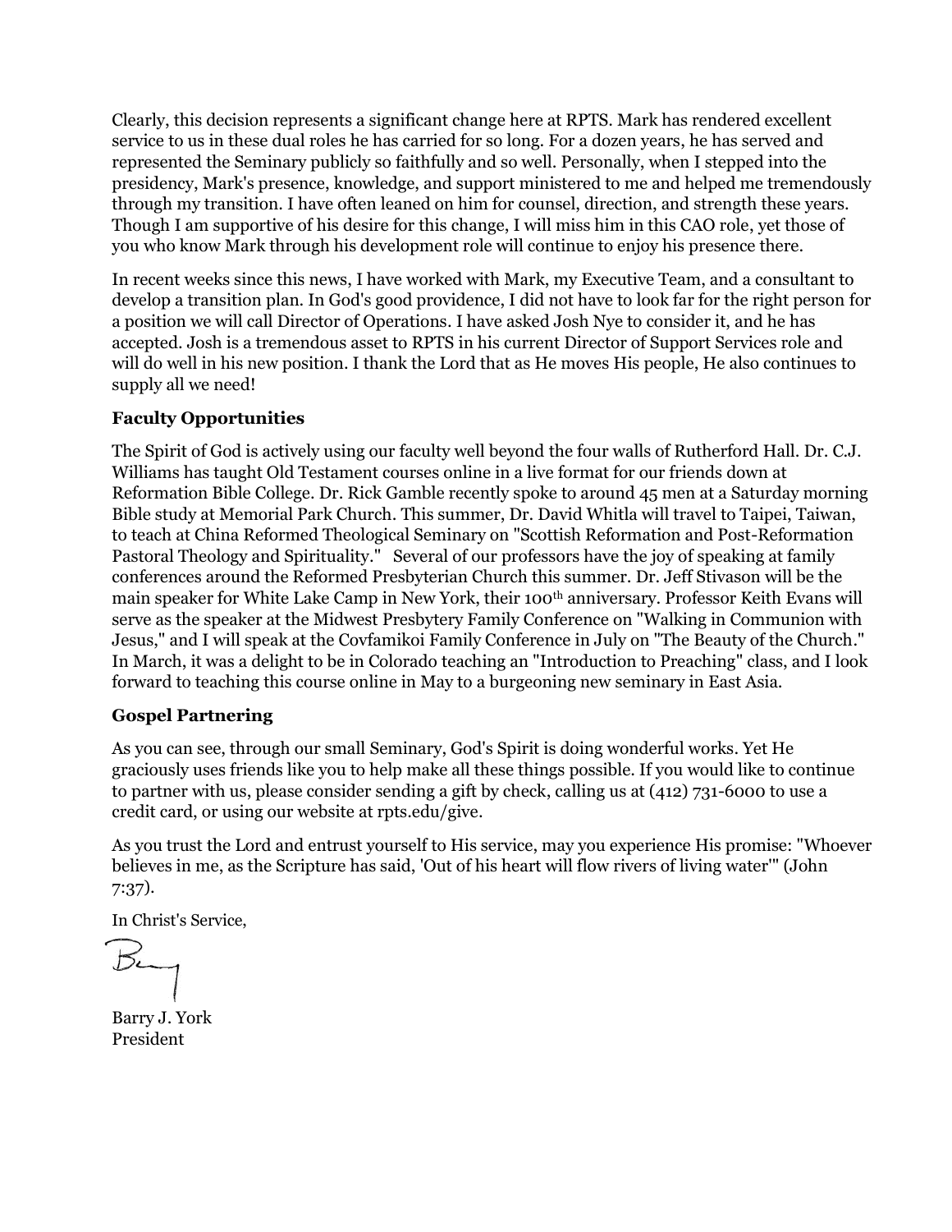Clearly, this decision represents a significant change here at RPTS. Mark has rendered excellent service to us in these dual roles he has carried for so long. For a dozen years, he has served and represented the Seminary publicly so faithfully and so well. Personally, when I stepped into the presidency, Mark's presence, knowledge, and support ministered to me and helped me tremendously through my transition. I have often leaned on him for counsel, direction, and strength these years. Though I am supportive of his desire for this change, I will miss him in this CAO role, yet those of you who know Mark through his development role will continue to enjoy his presence there.

In recent weeks since this news, I have worked with Mark, my Executive Team, and a consultant to develop a transition plan. In God's good providence, I did not have to look far for the right person for a position we will call Director of Operations. I have asked Josh Nye to consider it, and he has accepted. Josh is a tremendous asset to RPTS in his current Director of Support Services role and will do well in his new position. I thank the Lord that as He moves His people, He also continues to supply all we need!

**Faculty Opportunities**

The Spirit of God is actively using our faculty well beyond the four walls of Rutherford Hall. Dr. C.J. Williams has taught Old Testament courses online in a live format for our friends down at Reformation Bible College. Dr. Rick Gamble recently spoke to around 45 men at a Saturday morning Bible study at Memorial Park Church. This summer, Dr. David Whitla will travel to Taipei, Taiwan, to teach at China Reformed Theological Seminary on "Scottish Reformation and Post-Reformation Pastoral Theology and Spirituality." Several of our professors have the joy of speaking at family conferences around the Reformed Presbyterian Church this summer. Dr. Jeff Stivason will be the main speaker for White Lake Camp in New York, their 100th anniversary. Professor Keith Evans will serve as the speaker at the Midwest Presbytery Family Conference on "Walking in Communion with Jesus," and I will speak at the Covfamikoi Family Conference in July on "The Beauty of the Church." In March, it was a delight to be in Colorado teaching an "Introduction to Preaching" class, and I look forward to teaching this course online in May to a burgeoning new seminary in East Asia.

**Gospel Partnering**

As you can see, through our small Seminary, God's Spirit is doing wonderful works. Yet He graciously uses friends like you to help make all these things possible. If you would like to continue to partner with us, please consider sending a gift by check, calling us at (412) 731-6000 to use a credit card, or using our website at rpts.edu/give.

As you trust the Lord and entrust yourself to His service, may you experience His promise: "Whoever believes in me, as the Scripture has said, 'Out of his heart will flow rivers of living water'" (John 7:37).

In Christ's Service,

Barry J. York
President